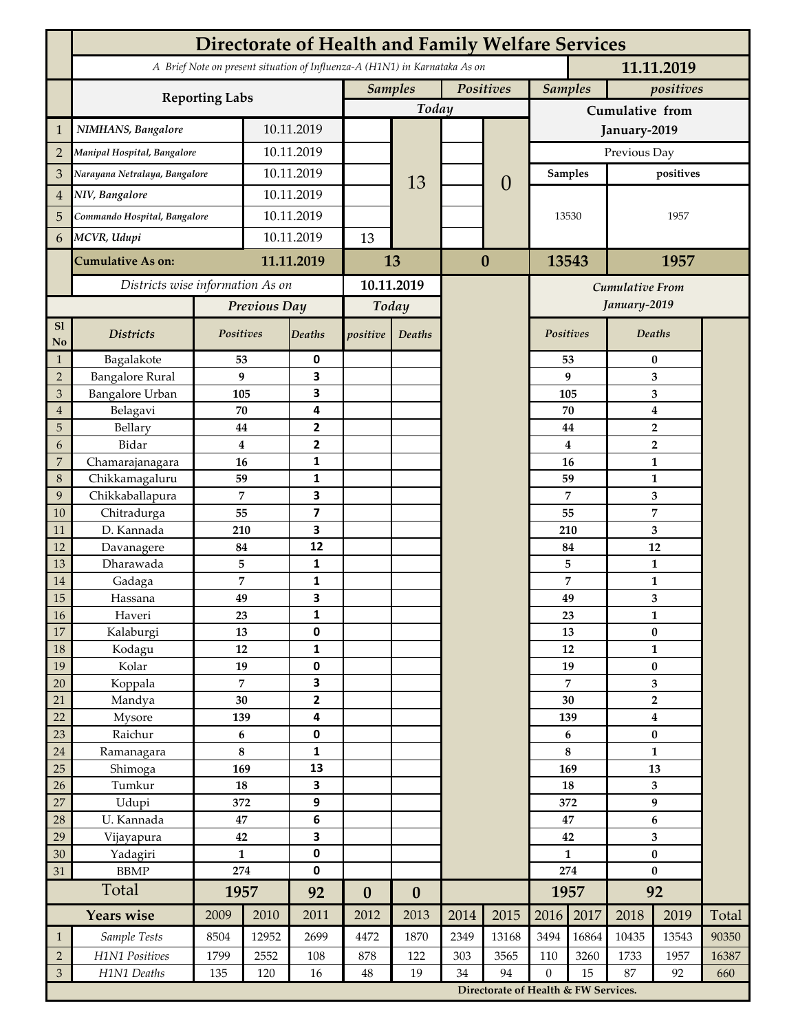# Directorate of Health and Family Welfare Services

*A Brief Note on present situation of Influenza-A (H1N1) in Karnataka As on* **11.11.2019**

| | Reporting Labs | | Samples Today | | Positives Today | | Samples (Cumulative from January-2019) | positives (Cumulative from January-2019) |
|---|---|---|---|---|---|---|---|---|
| | | | | | | | Previous Day | |
| | | | | | | | Samples | positives |
| 1 | *NIMHANS, Bangalore* | 10.11.2019 | | 13 | | 0 | 13530 | 1957 |
| 2 | *Manipal Hospital, Bangalore* | 10.11.2019 | | | | | | |
| 3 | *Narayana Netralaya, Bangalore* | 10.11.2019 | | | | | | |
| 4 | *NIV, Bangalore* | 10.11.2019 | | | | | | |
| 5 | *Commando Hospital, Bangalore* | 10.11.2019 | | | | | | |
| 6 | *MCVR, Udupi* | 10.11.2019 | 13 | | | | | |
| | **Cumulative As on:** | **11.11.2019** | **13** | | **0** | | **13543** | **1957** |

*Districts wise information As on* **10.11.2019**

| Sl No | Districts | Previous Day Positives | Previous Day Deaths | Today positive | Today Deaths | Cumulative From January-2019 Positives | Cumulative From January-2019 Deaths |
|---|---|---|---|---|---|---|---|
| 1 | Bagalakote | 53 | 0 | | | 53 | 0 |
| 2 | Bangalore Rural | 9 | 3 | | | 9 | 3 |
| 3 | Bangalore Urban | 105 | 3 | | | 105 | 3 |
| 4 | Belagavi | 70 | 4 | | | 70 | 4 |
| 5 | Bellary | 44 | 2 | | | 44 | 2 |
| 6 | Bidar | 4 | 2 | | | 4 | 2 |
| 7 | Chamarajanagara | 16 | 1 | | | 16 | 1 |
| 8 | Chikkamagaluru | 59 | 1 | | | 59 | 1 |
| 9 | Chikkaballapura | 7 | 3 | | | 7 | 3 |
| 10 | Chitradurga | 55 | 7 | | | 55 | 7 |
| 11 | D. Kannada | 210 | 3 | | | 210 | 3 |
| 12 | Davanagere | 84 | 12 | | | 84 | 12 |
| 13 | Dharawada | 5 | 1 | | | 5 | 1 |
| 14 | Gadaga | 7 | 1 | | | 7 | 1 |
| 15 | Hassana | 49 | 3 | | | 49 | 3 |
| 16 | Haveri | 23 | 1 | | | 23 | 1 |
| 17 | Kalaburgi | 13 | 0 | | | 13 | 0 |
| 18 | Kodagu | 12 | 1 | | | 12 | 1 |
| 19 | Kolar | 19 | 0 | | | 19 | 0 |
| 20 | Koppala | 7 | 3 | | | 7 | 3 |
| 21 | Mandya | 30 | 2 | | | 30 | 2 |
| 22 | Mysore | 139 | 4 | | | 139 | 4 |
| 23 | Raichur | 6 | 0 | | | 6 | 0 |
| 24 | Ramanagara | 8 | 1 | | | 8 | 1 |
| 25 | Shimoga | 169 | 13 | | | 169 | 13 |
| 26 | Tumkur | 18 | 3 | | | 18 | 3 |
| 27 | Udupi | 372 | 9 | | | 372 | 9 |
| 28 | U. Kannada | 47 | 6 | | | 47 | 6 |
| 29 | Vijayapura | 42 | 3 | | | 42 | 3 |
| 30 | Yadagiri | 1 | 0 | | | 1 | 0 |
| 31 | BBMP | 274 | 0 | | | 274 | 0 |
| | **Total** | **1957** | **92** | **0** | **0** | **1957** | **92** |

| | Years wise | 2009 | 2010 | 2011 | 2012 | 2013 | 2014 | 2015 | 2016 | 2017 | 2018 | 2019 | Total |
|---|---|---|---|---|---|---|---|---|---|---|---|---|---|
| 1 | *Sample Tests* | 8504 | 12952 | 2699 | 4472 | 1870 | 2349 | 13168 | 3494 | 16864 | 10435 | 13543 | 90350 |
| 2 | *H1N1 Positives* | 1799 | 2552 | 108 | 878 | 122 | 303 | 3565 | 110 | 3260 | 1733 | 1957 | 16387 |
| 3 | *H1N1 Deaths* | 135 | 120 | 16 | 48 | 19 | 34 | 94 | 0 | 15 | 87 | 92 | 660 |

**Directorate of Health & FW Services.**